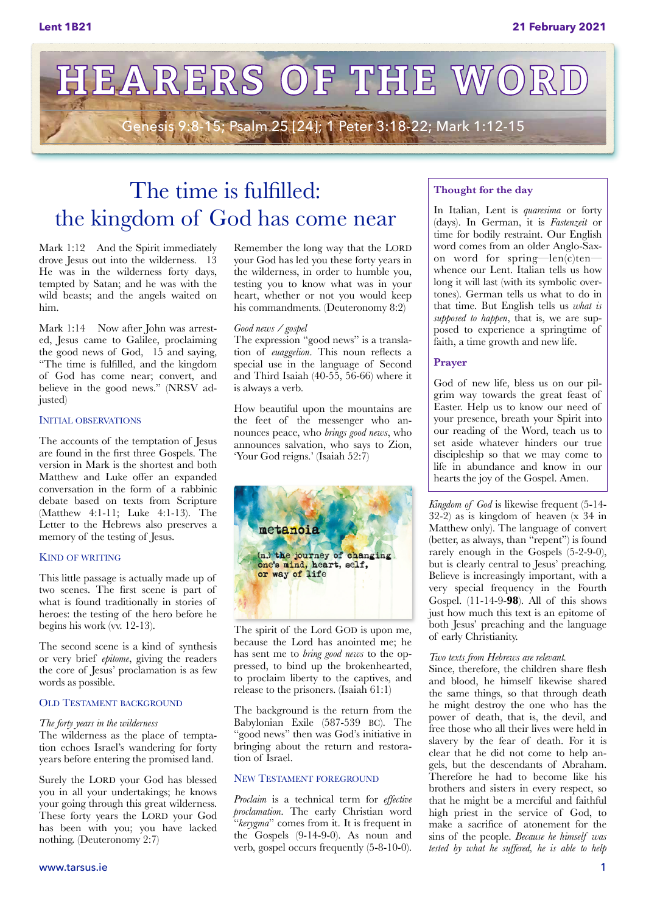# HEARERS OF THE WORD

Genesis 9:8-15; Psalm 25 [24]; 1 Peter 3:18-22; Mark 1:12-15

## The time is fulfilled: the kingdom of God has come near

Mark 1:12 And the Spirit immediately drove Jesus out into the wilderness. 13 He was in the wilderness forty days, tempted by Satan; and he was with the wild beasts; and the angels waited on him.

Mark 1:14 Now after John was arrested, Jesus came to Galilee, proclaiming the good news of God, 15 and saying, "The time is fulfilled, and the kingdom of God has come near; convert, and believe in the good news." (NRSV adjusted)

### Initial observations

The accounts of the temptation of Jesus are found in the first three Gospels. The version in Mark is the shortest and both Matthew and Luke offer an expanded conversation in the form of a rabbinic debate based on texts from Scripture (Matthew 4:1-11; Luke 4:1-13). The Letter to the Hebrews also preserves a memory of the testing of Jesus.

### Kind of writing

This little passage is actually made up of two scenes. The first scene is part of what is found traditionally in stories of heroes: the testing of the hero before he begins his work (vv. 12-13).

The second scene is a kind of synthesis or very brief *epitome*, giving the readers the core of Jesus' proclamation is as few words as possible.

### Old Testament background

*The forty years in the wilderness*
The wilderness as the place of temptation echoes Israel's wandering for forty years before entering the promised land.

Surely the LORD your God has blessed you in all your undertakings; he knows your going through this great wilderness. These forty years the LORD your God has been with you; you have lacked nothing. (Deuteronomy 2:7)

Remember the long way that the LORD your God has led you these forty years in the wilderness, in order to humble you, testing you to know what was in your heart, whether or not you would keep his commandments. (Deuteronomy 8:2)

*Good news / gospel*
The expression "good news" is a translation of *euaggelion*. This noun reflects a special use in the language of Second and Third Isaiah (40-55, 56-66) where it is always a verb.

How beautiful upon the mountains are the feet of the messenger who announces peace, who *brings good news*, who announces salvation, who says to Zion, 'Your God reigns.' (Isaiah 52:7)

The spirit of the Lord GOD is upon me, because the Lord has anointed me; he has sent me to *bring good news* to the oppressed, to bind up the brokenhearted, to proclaim liberty to the captives, and release to the prisoners. (Isaiah 61:1)

The background is the return from the Babylonian Exile (587-539 BC). The "good news" then was God's initiative in bringing about the return and restoration of Israel.

### New Testament foreground

*Proclaim* is a technical term for *effective proclamation*. The early Christian word "*kerygma*" comes from it. It is frequent in the Gospels (9-14-9-0). As noun and verb, gospel occurs frequently (5-8-10-0). *Kingdom of God* is likewise frequent (5-14-32-2) as is kingdom of heaven (x 34 in Matthew only). The language of convert (better, as always, than "repent") is found rarely enough in the Gospels (5-2-9-0), but is clearly central to Jesus' preaching. Believe is increasingly important, with a very special frequency in the Fourth Gospel. (11-14-9-**98**). All of this shows just how much this text is an epitome of both Jesus' preaching and the language of early Christianity.

*Two texts from Hebrews are relevant.*
Since, therefore, the children share flesh and blood, he himself likewise shared the same things, so that through death he might destroy the one who has the power of death, that is, the devil, and free those who all their lives were held in slavery by the fear of death. For it is clear that he did not come to help angels, but the descendants of Abraham. Therefore he had to become like his brothers and sisters in every respect, so that he might be a merciful and faithful high priest in the service of God, to make a sacrifice of atonement for the sins of the people. *Because he himself was tested by what he suffered, he is able to help*

---

**Thought for the day**

In Italian, Lent is *quaresima* or forty (days). In German, it is *Fastenzeit* or time for bodily restraint. Our English word comes from an older Anglo-Saxon word for spring—len(c)ten—whence our Lent. Italian tells us how long it will last (with its symbolic overtones). German tells us what to do in that time. But English tells us *what is supposed to happen*, that is, we are supposed to experience a springtime of faith, a time growth and new life.

**Prayer**

God of new life, bless us on our pilgrim way towards the great feast of Easter. Help us to know our need of your presence, breath your Spirit into our reading of the Word, teach us to set aside whatever hinders our true discipleship so that we may come to life in abundance and know in our hearts the joy of the Gospel. Amen.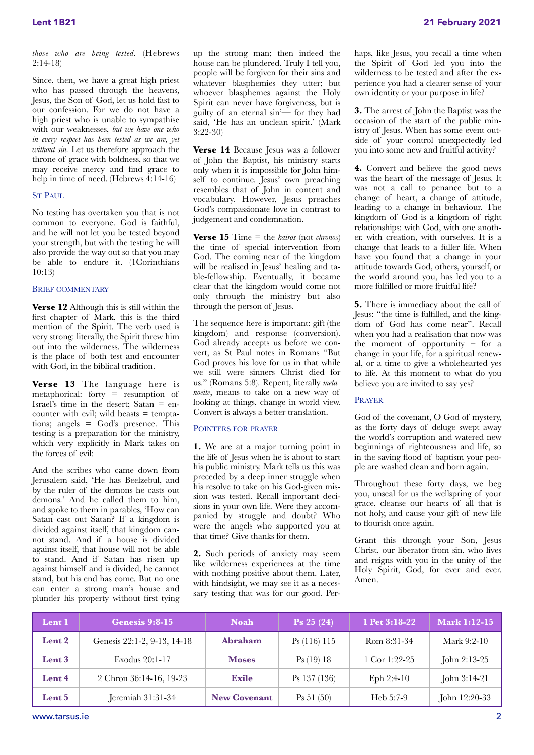*those who are being tested.* (Hebrews 2:14-18)

Since, then, we have a great high priest who has passed through the heavens, Jesus, the Son of God, let us hold fast to our confession. For we do not have a high priest who is unable to sympathise with our weaknesses, *but we have one who in every respect has been tested as we are, yet without sin.* Let us therefore approach the throne of grace with boldness, so that we may receive mercy and find grace to help in time of need. (Hebrews 4:14-16)

### St Paul

No testing has overtaken you that is not common to everyone. God is faithful, and he will not let you be tested beyond your strength, but with the testing he will also provide the way out so that you may be able to endure it. (1Corinthians 10:13)

### Brief commentary

**Verse 12** Although this is still within the first chapter of Mark, this is the third mention of the Spirit. The verb used is very strong: literally, the Spirit threw him out into the wilderness. The wilderness is the place of both test and encounter with God, in the biblical tradition.

**Verse 13** The language here is metaphorical: forty = resumption of Israel's time in the desert; Satan = encounter with evil; wild beasts = temptations; angels = God's presence. This testing is a preparation for the ministry, which very explicitly in Mark takes on the forces of evil:

And the scribes who came down from Jerusalem said, 'He has Beelzebul, and by the ruler of the demons he casts out demons.' And he called them to him, and spoke to them in parables, 'How can Satan cast out Satan? If a kingdom is divided against itself, that kingdom cannot stand. And if a house is divided against itself, that house will not be able to stand. And if Satan has risen up against himself and is divided, he cannot stand, but his end has come. But no one can enter a strong man's house and plunder his property without first tying up the strong man; then indeed the house can be plundered. Truly I tell you, people will be forgiven for their sins and whatever blasphemies they utter; but whoever blasphemes against the Holy Spirit can never have forgiveness, but is guilty of an eternal sin'— for they had said, 'He has an unclean spirit.' (Mark 3:22-30)

**Verse 14** Because Jesus was a follower of John the Baptist, his ministry starts only when it is impossible for John himself to continue. Jesus' own preaching resembles that of John in content and vocabulary. However, Jesus preaches God's compassionate love in contrast to judgement and condemnation.

**Verse 15** Time = the *kairos* (not *chronos*) the time of special intervention from God. The coming near of the kingdom will be realised in Jesus' healing and table-fellowship. Eventually, it became clear that the kingdom would come not only through the ministry but also through the person of Jesus.

The sequence here is important: gift (the kingdom) and response (conversion). God already accepts us before we convert, as St Paul notes in Romans "But God proves his love for us in that while we still were sinners Christ died for us." (Romans 5:8). Repent, literally *metanoeite*, means to take on a new way of looking at things, change in world view. Convert is always a better translation.

### Pointers for prayer

**1.** We are at a major turning point in the life of Jesus when he is about to start his public ministry. Mark tells us this was preceded by a deep inner struggle when his resolve to take on his God-given mission was tested. Recall important decisions in your own life. Were they accompanied by struggle and doubt? Who were the angels who supported you at that time? Give thanks for them.

**2.** Such periods of anxiety may seem like wilderness experiences at the time with nothing positive about them. Later, with hindsight, we may see it as a necessary testing that was for our good. Perhaps, like Jesus, you recall a time when the Spirit of God led you into the wilderness to be tested and after the experience you had a clearer sense of your own identity or your purpose in life?

**3.** The arrest of John the Baptist was the occasion of the start of the public ministry of Jesus. When has some event outside of your control unexpectedly led you into some new and fruitful activity?

**4.** Convert and believe the good news was the heart of the message of Jesus. It was not a call to penance but to a change of heart, a change of attitude, leading to a change in behaviour. The kingdom of God is a kingdom of right relationships: with God, with one another, with creation, with ourselves. It is a change that leads to a fuller life. When have you found that a change in your attitude towards God, others, yourself, or the world around you, has led you to a more fulfilled or more fruitful life?

**5.** There is immediacy about the call of Jesus: "the time is fulfilled, and the kingdom of God has come near". Recall when you had a realisation that now was the moment of opportunity – for a change in your life, for a spiritual renewal, or a time to give a wholehearted yes to life. At this moment to what do you believe you are invited to say yes?

### Prayer

God of the covenant, O God of mystery, as the forty days of deluge swept away the world's corruption and watered new beginnings of righteousness and life, so in the saving flood of baptism your people are washed clean and born again.

Throughout these forty days, we beg you, unseal for us the wellspring of your grace, cleanse our hearts of all that is not holy, and cause your gift of new life to flourish once again.

Grant this through your Son, Jesus Christ, our liberator from sin, who lives and reigns with you in the unity of the Holy Spirit, God, for ever and ever. Amen.

| Lent 1 | Genesis 9:8-15 | Noah | Ps 25 (24) | 1 Pet 3:18-22 | Mark 1:12-15 |
|---|---|---|---|---|---|
| **Lent 2** | Genesis 22:1-2, 9-13, 14-18 | **Abraham** | Ps (116) 115 | Rom 8:31-34 | Mark 9:2-10 |
| **Lent 3** | Exodus 20:1-17 | **Moses** | Ps (19) 18 | 1 Cor 1:22-25 | John 2:13-25 |
| **Lent 4** | 2 Chron 36:14-16, 19-23 | **Exile** | Ps 137 (136) | Eph 2:4-10 | John 3:14-21 |
| **Lent 5** | Jeremiah 31:31-34 | **New Covenant** | Ps 51 (50) | Heb 5:7-9 | John 12:20-33 |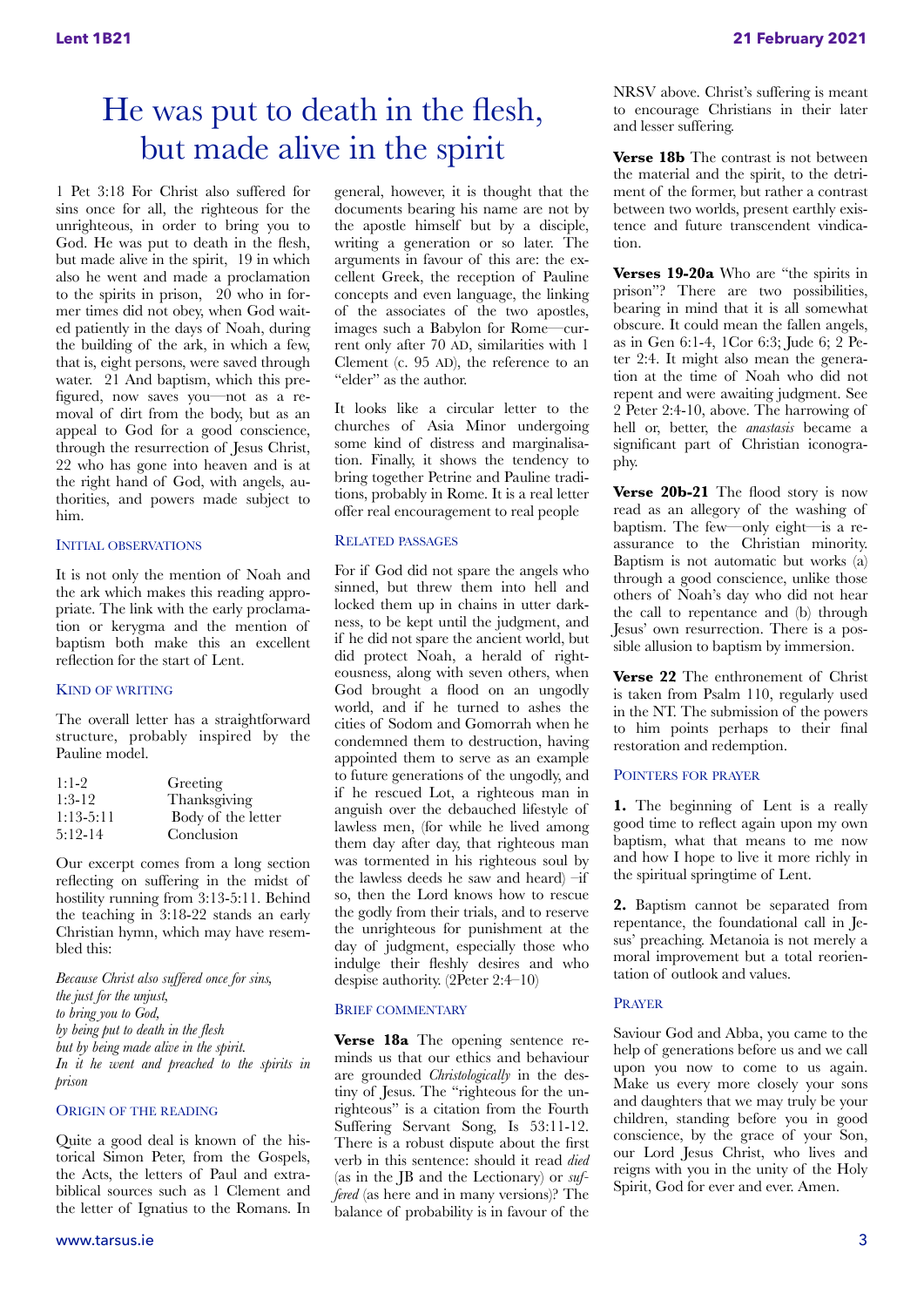# He was put to death in the flesh, but made alive in the spirit

1 Pet 3:18 For Christ also suffered for sins once for all, the righteous for the unrighteous, in order to bring you to God. He was put to death in the flesh, but made alive in the spirit, 19 in which also he went and made a proclamation to the spirits in prison, 20 who in former times did not obey, when God waited patiently in the days of Noah, during the building of the ark, in which a few, that is, eight persons, were saved through water. 21 And baptism, which this prefigured, now saves you—not as a removal of dirt from the body, but as an appeal to God for a good conscience, through the resurrection of Jesus Christ, 22 who has gone into heaven and is at the right hand of God, with angels, authorities, and powers made subject to him.

## Initial observations

It is not only the mention of Noah and the ark which makes this reading appropriate. The link with the early proclamation or kerygma and the mention of baptism both make this an excellent reflection for the start of Lent.

## Kind of writing

The overall letter has a straightforward structure, probably inspired by the Pauline model.

| | |
|---|---|
| 1:1-2 | Greeting |
| 1:3-12 | Thanksgiving |
| 1:13-5:11 | Body of the letter |
| 5:12-14 | Conclusion |

Our excerpt comes from a long section reflecting on suffering in the midst of hostility running from 3:13-5:11. Behind the teaching in 3:18-22 stands an early Christian hymn, which may have resembled this:

*Because Christ also suffered once for sins,*
*the just for the unjust,*
*to bring you to God,*
*by being put to death in the flesh*
*but by being made alive in the spirit.*
*In it he went and preached to the spirits in prison*

## Origin of the reading

Quite a good deal is known of the historical Simon Peter, from the Gospels, the Acts, the letters of Paul and extra-biblical sources such as 1 Clement and the letter of Ignatius to the Romans. In general, however, it is thought that the documents bearing his name are not by the apostle himself but by a disciple, writing a generation or so later. The arguments in favour of this are: the excellent Greek, the reception of Pauline concepts and even language, the linking of the associates of the two apostles, images such a Babylon for Rome—current only after 70 AD, similarities with 1 Clement (c. 95 AD), the reference to an "elder" as the author.

It looks like a circular letter to the churches of Asia Minor undergoing some kind of distress and marginalisation. Finally, it shows the tendency to bring together Petrine and Pauline traditions, probably in Rome. It is a real letter offer real encouragement to real people

## Related passages

For if God did not spare the angels who sinned, but threw them into hell and locked them up in chains in utter darkness, to be kept until the judgment, and if he did not spare the ancient world, but did protect Noah, a herald of righteousness, along with seven others, when God brought a flood on an ungodly world, and if he turned to ashes the cities of Sodom and Gomorrah when he condemned them to destruction, having appointed them to serve as an example to future generations of the ungodly, and if he rescued Lot, a righteous man in anguish over the debauched lifestyle of lawless men, (for while he lived among them day after day, that righteous man was tormented in his righteous soul by the lawless deeds he saw and heard) –if so, then the Lord knows how to rescue the godly from their trials, and to reserve the unrighteous for punishment at the day of judgment, especially those who indulge their fleshly desires and who despise authority. (2Peter 2:4–10)

## Brief commentary

**Verse 18a** The opening sentence reminds us that our ethics and behaviour are grounded *Christologically* in the destiny of Jesus. The "righteous for the unrighteous" is a citation from the Fourth Suffering Servant Song, Is 53:11-12. There is a robust dispute about the first verb in this sentence: should it read *died* (as in the JB and the Lectionary) or *suffered* (as here and in many versions)? The balance of probability is in favour of the NRSV above. Christ's suffering is meant to encourage Christians in their later and lesser suffering.

**Verse 18b** The contrast is not between the material and the spirit, to the detriment of the former, but rather a contrast between two worlds, present earthly existence and future transcendent vindication.

**Verses 19-20a** Who are "the spirits in prison"? There are two possibilities, bearing in mind that it is all somewhat obscure. It could mean the fallen angels, as in Gen 6:1-4, 1Cor 6:3; Jude 6; 2 Peter 2:4. It might also mean the generation at the time of Noah who did not repent and were awaiting judgment. See 2 Peter 2:4-10, above. The harrowing of hell or, better, the *anastasis* became a significant part of Christian iconography.

**Verse 20b-21** The flood story is now read as an allegory of the washing of baptism. The few—only eight—is a reassurance to the Christian minority. Baptism is not automatic but works (a) through a good conscience, unlike those others of Noah's day who did not hear the call to repentance and (b) through Jesus' own resurrection. There is a possible allusion to baptism by immersion.

**Verse 22** The enthronement of Christ is taken from Psalm 110, regularly used in the NT. The submission of the powers to him points perhaps to their final restoration and redemption.

## Pointers for prayer

**1.** The beginning of Lent is a really good time to reflect again upon my own baptism, what that means to me now and how I hope to live it more richly in the spiritual springtime of Lent.

**2.** Baptism cannot be separated from repentance, the foundational call in Jesus' preaching. Metanoia is not merely a moral improvement but a total reorientation of outlook and values.

## Prayer

Saviour God and Abba, you came to the help of generations before us and we call upon you now to come to us again. Make us every more closely your sons and daughters that we may truly be your children, standing before you in good conscience, by the grace of your Son, our Lord Jesus Christ, who lives and reigns with you in the unity of the Holy Spirit, God for ever and ever. Amen.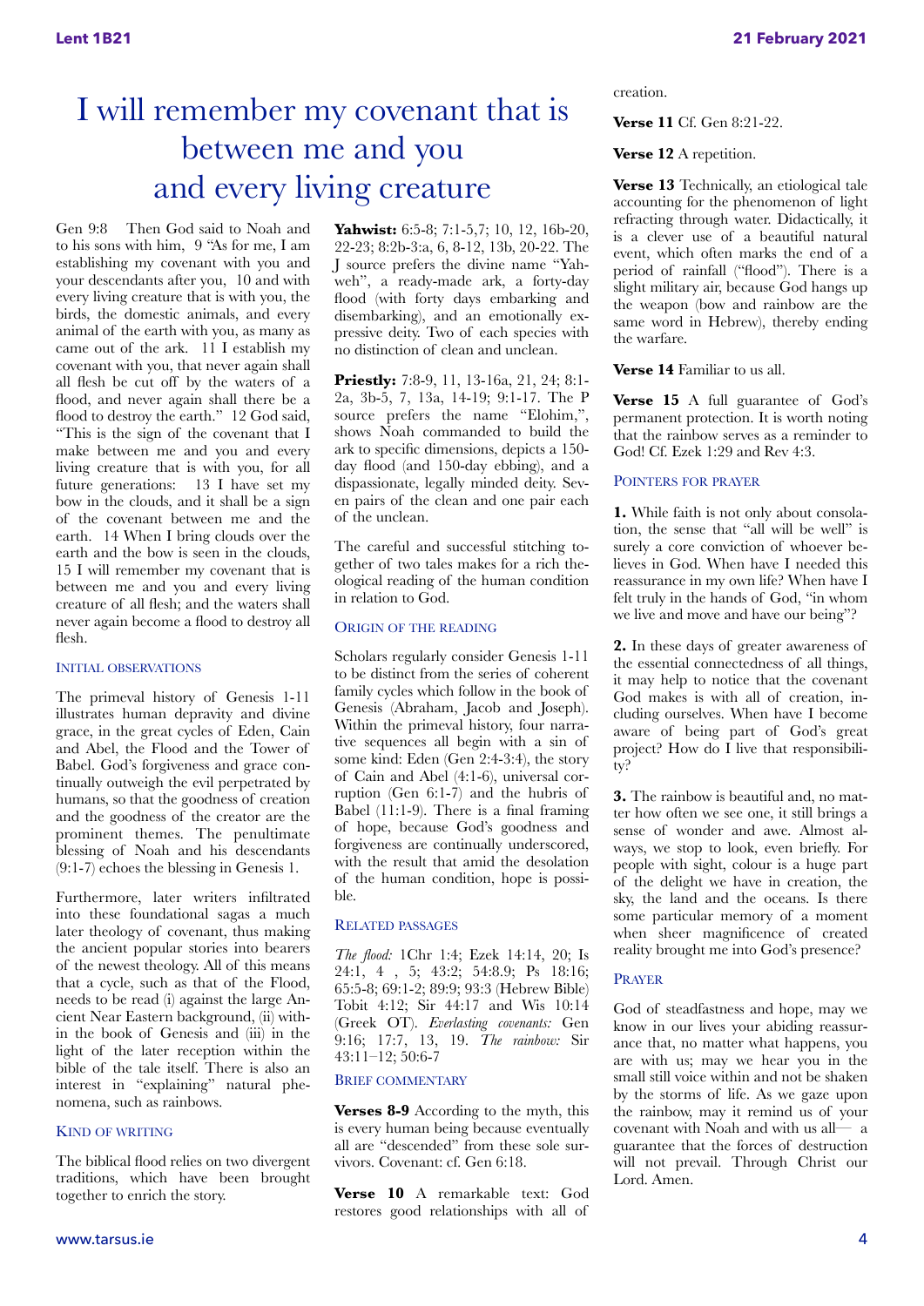# I will remember my covenant that is between me and you and every living creature

Gen 9:8 Then God said to Noah and to his sons with him, 9 "As for me, I am establishing my covenant with you and your descendants after you, 10 and with every living creature that is with you, the birds, the domestic animals, and every animal of the earth with you, as many as came out of the ark. 11 I establish my covenant with you, that never again shall all flesh be cut off by the waters of a flood, and never again shall there be a flood to destroy the earth." 12 God said, "This is the sign of the covenant that I make between me and you and every living creature that is with you, for all future generations: 13 I have set my bow in the clouds, and it shall be a sign of the covenant between me and the earth. 14 When I bring clouds over the earth and the bow is seen in the clouds, 15 I will remember my covenant that is between me and you and every living creature of all flesh; and the waters shall never again become a flood to destroy all flesh.

## Initial observations

The primeval history of Genesis 1-11 illustrates human depravity and divine grace, in the great cycles of Eden, Cain and Abel, the Flood and the Tower of Babel. God's forgiveness and grace continually outweigh the evil perpetrated by humans, so that the goodness of creation and the goodness of the creator are the prominent themes. The penultimate blessing of Noah and his descendants (9:1-7) echoes the blessing in Genesis 1.

Furthermore, later writers infiltrated into these foundational sagas a much later theology of covenant, thus making the ancient popular stories into bearers of the newest theology. All of this means that a cycle, such as that of the Flood, needs to be read (i) against the large Ancient Near Eastern background, (ii) within the book of Genesis and (iii) in the light of the later reception within the bible of the tale itself. There is also an interest in "explaining" natural phenomena, such as rainbows.

## Kind of writing

The biblical flood relies on two divergent traditions, which have been brought together to enrich the story.

**Yahwist:** 6:5-8; 7:1-5,7; 10, 12, 16b-20, 22-23; 8:2b-3:a, 6, 8-12, 13b, 20-22. The J source prefers the divine name "Yahweh", a ready-made ark, a forty-day flood (with forty days embarking and disembarking), and an emotionally expressive deity. Two of each species with no distinction of clean and unclean.

**Priestly:** 7:8-9, 11, 13-16a, 21, 24; 8:1-2a, 3b-5, 7, 13a, 14-19; 9:1-17. The P source prefers the name "Elohim,", shows Noah commanded to build the ark to specific dimensions, depicts a 150-day flood (and 150-day ebbing), and a dispassionate, legally minded deity. Seven pairs of the clean and one pair each of the unclean.

The careful and successful stitching together of two tales makes for a rich theological reading of the human condition in relation to God.

## Origin of the reading

Scholars regularly consider Genesis 1-11 to be distinct from the series of coherent family cycles which follow in the book of Genesis (Abraham, Jacob and Joseph). Within the primeval history, four narrative sequences all begin with a sin of some kind: Eden (Gen 2:4-3:4), the story of Cain and Abel (4:1-6), universal corruption (Gen 6:1-7) and the hubris of Babel (11:1-9). There is a final framing of hope, because God's goodness and forgiveness are continually underscored, with the result that amid the desolation of the human condition, hope is possible.

## Related passages

*The flood:* 1Chr 1:4; Ezek 14:14, 20; Is 24:1, 4 , 5; 43:2; 54:8.9; Ps 18:16; 65:5-8; 69:1-2; 89:9; 93:3 (Hebrew Bible) Tobit 4:12; Sir 44:17 and Wis 10:14 (Greek OT). *Everlasting covenants:* Gen 9:16; 17:7, 13, 19. *The rainbow:* Sir 43:11–12; 50:6-7

## Brief commentary

**Verses 8-9** According to the myth, this is every human being because eventually all are "descended" from these sole survivors. Covenant: cf. Gen 6:18.

**Verse 10** A remarkable text: God restores good relationships with all of creation.

**Verse 11** Cf. Gen 8:21-22.

**Verse 12** A repetition.

**Verse 13** Technically, an etiological tale accounting for the phenomenon of light refracting through water. Didactically, it is a clever use of a beautiful natural event, which often marks the end of a period of rainfall ("flood"). There is a slight military air, because God hangs up the weapon (bow and rainbow are the same word in Hebrew), thereby ending the warfare.

**Verse 14** Familiar to us all.

**Verse 15** A full guarantee of God's permanent protection. It is worth noting that the rainbow serves as a reminder to God! Cf. Ezek 1:29 and Rev 4:3.

## Pointers for prayer

**1.** While faith is not only about consolation, the sense that "all will be well" is surely a core conviction of whoever believes in God. When have I needed this reassurance in my own life? When have I felt truly in the hands of God, "in whom we live and move and have our being"?

**2.** In these days of greater awareness of the essential connectedness of all things, it may help to notice that the covenant God makes is with all of creation, including ourselves. When have I become aware of being part of God's great project? How do I live that responsibility?

**3.** The rainbow is beautiful and, no matter how often we see one, it still brings a sense of wonder and awe. Almost always, we stop to look, even briefly. For people with sight, colour is a huge part of the delight we have in creation, the sky, the land and the oceans. Is there some particular memory of a moment when sheer magnificence of created reality brought me into God's presence?

## Prayer

God of steadfastness and hope, may we know in our lives your abiding reassurance that, no matter what happens, you are with us; may we hear you in the small still voice within and not be shaken by the storms of life. As we gaze upon the rainbow, may it remind us of your covenant with Noah and with us all— a guarantee that the forces of destruction will not prevail. Through Christ our Lord. Amen.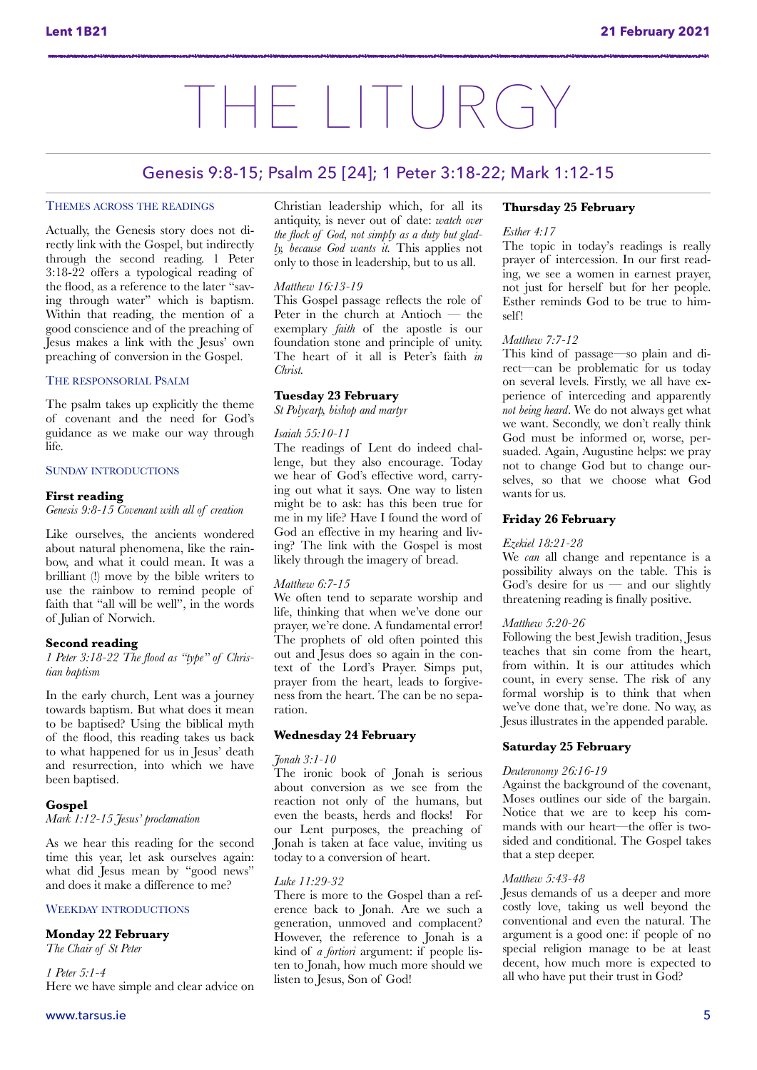# THE LITURGY

## Genesis 9:8-15; Psalm 25 [24]; 1 Peter 3:18-22; Mark 1:12-15

### Themes across the readings

Actually, the Genesis story does not directly link with the Gospel, but indirectly through the second reading. 1 Peter 3:18-22 offers a typological reading of the flood, as a reference to the later "saving through water" which is baptism. Within that reading, the mention of a good conscience and of the preaching of Jesus makes a link with the Jesus' own preaching of conversion in the Gospel.

### The responsorial Psalm

The psalm takes up explicitly the theme of covenant and the need for God's guidance as we make our way through life.

### Sunday introductions

**First reading**
*Genesis 9:8-15 Covenant with all of creation*

Like ourselves, the ancients wondered about natural phenomena, like the rainbow, and what it could mean. It was a brilliant (!) move by the bible writers to use the rainbow to remind people of faith that "all will be well", in the words of Julian of Norwich.

**Second reading**
*1 Peter 3:18-22 The flood as "type" of Christian baptism*

In the early church, Lent was a journey towards baptism. But what does it mean to be baptised? Using the biblical myth of the flood, this reading takes us back to what happened for us in Jesus' death and resurrection, into which we have been baptised.

**Gospel**
*Mark 1:12-15 Jesus' proclamation*

As we hear this reading for the second time this year, let ask ourselves again: what did Jesus mean by "good news" and does it make a difference to me?

### Weekday introductions

**Monday 22 February**
*The Chair of St Peter*

*1 Peter 5:1-4*
Here we have simple and clear advice on Christian leadership which, for all its antiquity, is never out of date: *watch over the flock of God, not simply as a duty but gladly, because God wants it.* This applies not only to those in leadership, but to us all.

*Matthew 16:13-19*
This Gospel passage reflects the role of Peter in the church at Antioch — the exemplary *faith* of the apostle is our foundation stone and principle of unity. The heart of it all is Peter's faith *in Christ.*

**Tuesday 23 February**
*St Polycarp, bishop and martyr*

*Isaiah 55:10-11*
The readings of Lent do indeed challenge, but they also encourage. Today we hear of God's effective word, carrying out what it says. One way to listen might be to ask: has this been true for me in my life? Have I found the word of God an effective in my hearing and living? The link with the Gospel is most likely through the imagery of bread.

*Matthew 6:7-15*
We often tend to separate worship and life, thinking that when we've done our prayer, we're done. A fundamental error! The prophets of old often pointed this out and Jesus does so again in the context of the Lord's Prayer. Simps put, prayer from the heart, leads to forgiveness from the heart. The can be no separation.

**Wednesday 24 February**

*Jonah 3:1-10*
The ironic book of Jonah is serious about conversion as we see from the reaction not only of the humans, but even the beasts, herds and flocks! For our Lent purposes, the preaching of Jonah is taken at face value, inviting us today to a conversion of heart.

*Luke 11:29-32*
There is more to the Gospel than a reference back to Jonah. Are we such a generation, unmoved and complacent? However, the reference to Jonah is a kind of *a fortiori* argument: if people listen to Jonah, how much more should we listen to Jesus, Son of God!

**Thursday 25 February**

*Esther 4:17*
The topic in today's readings is really prayer of intercession. In our first reading, we see a women in earnest prayer, not just for herself but for her people. Esther reminds God to be true to himself!

*Matthew 7:7-12*
This kind of passage—so plain and direct—can be problematic for us today on several levels. Firstly, we all have experience of interceding and apparently *not being heard*. We do not always get what we want. Secondly, we don't really think God must be informed or, worse, persuaded. Again, Augustine helps: we pray not to change God but to change ourselves, so that we choose what God wants for us.

**Friday 26 February**

*Ezekiel 18:21-28*
We *can* all change and repentance is a possibility always on the table. This is God's desire for us — and our slightly threatening reading is finally positive.

*Matthew 5:20-26*
Following the best Jewish tradition, Jesus teaches that sin come from the heart, from within. It is our attitudes which count, in every sense. The risk of any formal worship is to think that when we've done that, we're done. No way, as Jesus illustrates in the appended parable.

**Saturday 25 February**

*Deuteronomy 26:16-19*
Against the background of the covenant, Moses outlines our side of the bargain. Notice that we are to keep his commands with our heart—the offer is two-sided and conditional. The Gospel takes that a step deeper.

*Matthew 5:43-48*
Jesus demands of us a deeper and more costly love, taking us well beyond the conventional and even the natural. The argument is a good one: if people of no special religion manage to be at least decent, how much more is expected to all who have put their trust in God?